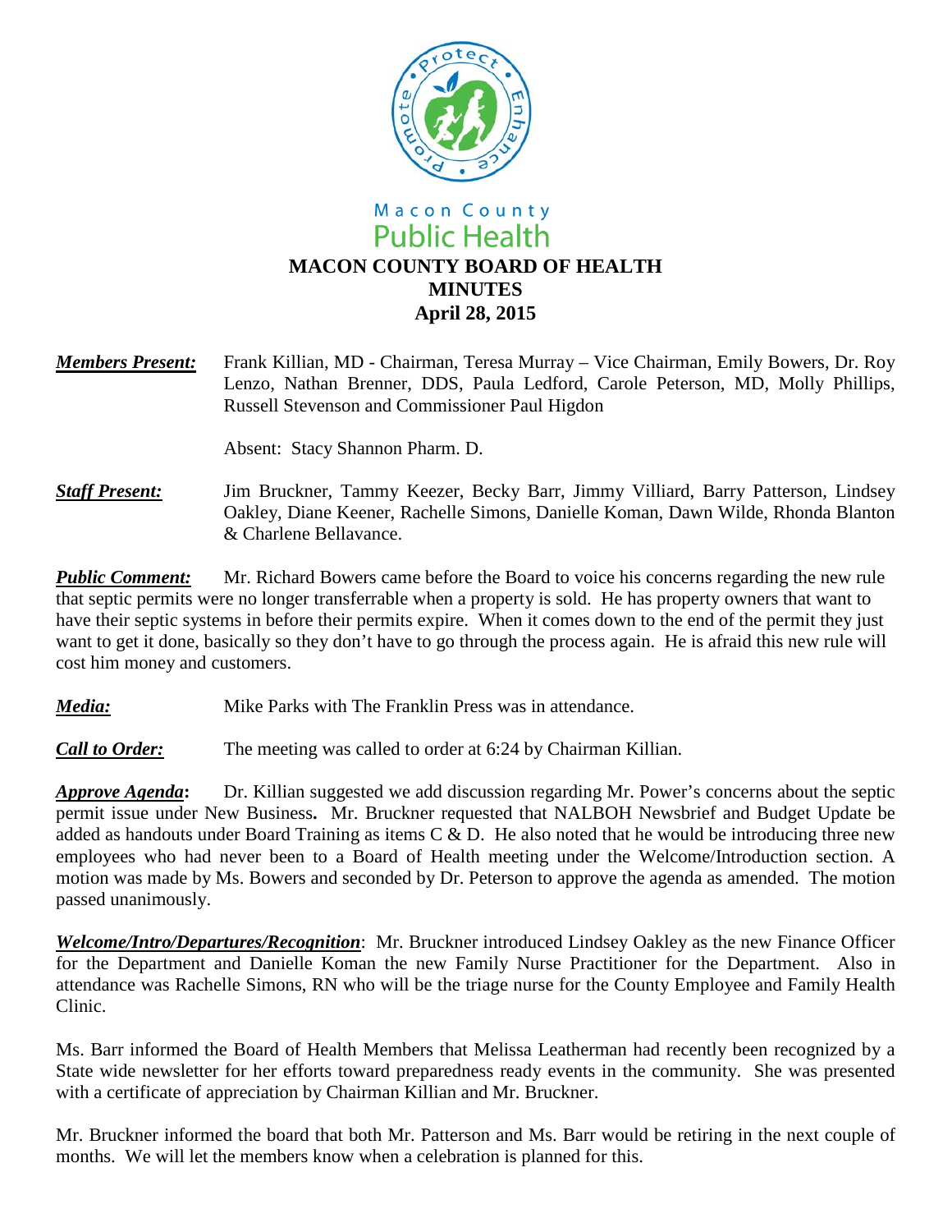Macon County
Public Health

# MACON COUNTY BOARD OF HEALTH
# MINUTES
# April 28, 2015

***Members Present:*** Frank Killian, MD - Chairman, Teresa Murray – Vice Chairman, Emily Bowers, Dr. Roy Lenzo, Nathan Brenner, DDS, Paula Ledford, Carole Peterson, MD, Molly Phillips, Russell Stevenson and Commissioner Paul Higdon

Absent: Stacy Shannon Pharm. D.

***Staff Present:*** Jim Bruckner, Tammy Keezer, Becky Barr, Jimmy Villiard, Barry Patterson, Lindsey Oakley, Diane Keener, Rachelle Simons, Danielle Koman, Dawn Wilde, Rhonda Blanton & Charlene Bellavance.

***Public Comment:*** Mr. Richard Bowers came before the Board to voice his concerns regarding the new rule that septic permits were no longer transferrable when a property is sold. He has property owners that want to have their septic systems in before their permits expire. When it comes down to the end of the permit they just want to get it done, basically so they don't have to go through the process again. He is afraid this new rule will cost him money and customers.

***Media:*** Mike Parks with The Franklin Press was in attendance.

***Call to Order:*** The meeting was called to order at 6:24 by Chairman Killian.

***Approve Agenda*****:** Dr. Killian suggested we add discussion regarding Mr. Power's concerns about the septic permit issue under New Business**.** Mr. Bruckner requested that NALBOH Newsbrief and Budget Update be added as handouts under Board Training as items C & D. He also noted that he would be introducing three new employees who had never been to a Board of Health meeting under the Welcome/Introduction section. A motion was made by Ms. Bowers and seconded by Dr. Peterson to approve the agenda as amended. The motion passed unanimously.

***Welcome/Intro/Departures/Recognition***: Mr. Bruckner introduced Lindsey Oakley as the new Finance Officer for the Department and Danielle Koman the new Family Nurse Practitioner for the Department. Also in attendance was Rachelle Simons, RN who will be the triage nurse for the County Employee and Family Health Clinic.

Ms. Barr informed the Board of Health Members that Melissa Leatherman had recently been recognized by a State wide newsletter for her efforts toward preparedness ready events in the community. She was presented with a certificate of appreciation by Chairman Killian and Mr. Bruckner.

Mr. Bruckner informed the board that both Mr. Patterson and Ms. Barr would be retiring in the next couple of months. We will let the members know when a celebration is planned for this.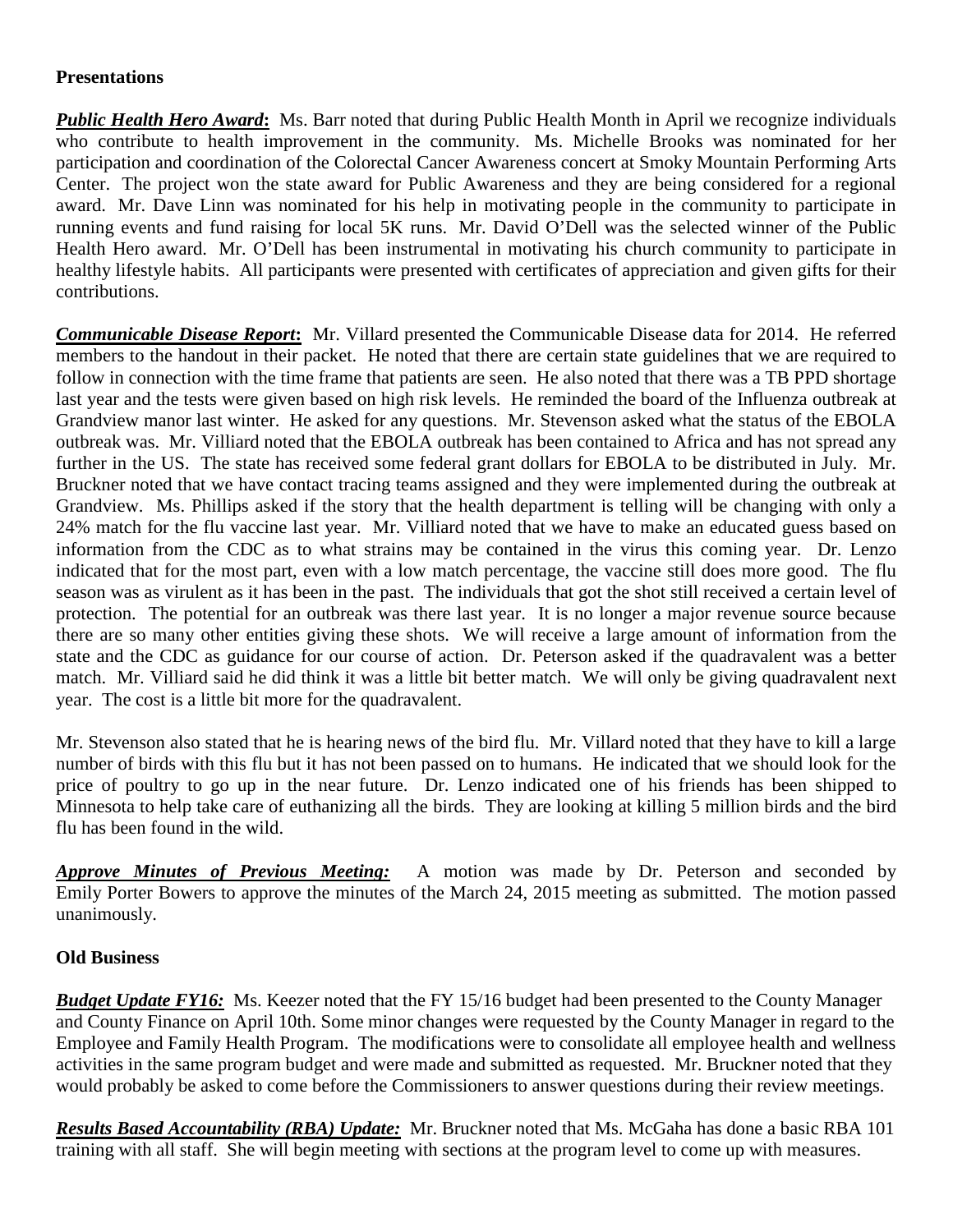**Presentations**

***Public Health Hero Award*****:** Ms. Barr noted that during Public Health Month in April we recognize individuals who contribute to health improvement in the community. Ms. Michelle Brooks was nominated for her participation and coordination of the Colorectal Cancer Awareness concert at Smoky Mountain Performing Arts Center. The project won the state award for Public Awareness and they are being considered for a regional award. Mr. Dave Linn was nominated for his help in motivating people in the community to participate in running events and fund raising for local 5K runs. Mr. David O'Dell was the selected winner of the Public Health Hero award. Mr. O'Dell has been instrumental in motivating his church community to participate in healthy lifestyle habits. All participants were presented with certificates of appreciation and given gifts for their contributions.

***Communicable Disease Report*****:** Mr. Villard presented the Communicable Disease data for 2014. He referred members to the handout in their packet. He noted that there are certain state guidelines that we are required to follow in connection with the time frame that patients are seen. He also noted that there was a TB PPD shortage last year and the tests were given based on high risk levels. He reminded the board of the Influenza outbreak at Grandview manor last winter. He asked for any questions. Mr. Stevenson asked what the status of the EBOLA outbreak was. Mr. Villiard noted that the EBOLA outbreak has been contained to Africa and has not spread any further in the US. The state has received some federal grant dollars for EBOLA to be distributed in July. Mr. Bruckner noted that we have contact tracing teams assigned and they were implemented during the outbreak at Grandview. Ms. Phillips asked if the story that the health department is telling will be changing with only a 24% match for the flu vaccine last year. Mr. Villiard noted that we have to make an educated guess based on information from the CDC as to what strains may be contained in the virus this coming year. Dr. Lenzo indicated that for the most part, even with a low match percentage, the vaccine still does more good. The flu season was as virulent as it has been in the past. The individuals that got the shot still received a certain level of protection. The potential for an outbreak was there last year. It is no longer a major revenue source because there are so many other entities giving these shots. We will receive a large amount of information from the state and the CDC as guidance for our course of action. Dr. Peterson asked if the quadravalent was a better match. Mr. Villiard said he did think it was a little bit better match. We will only be giving quadravalent next year. The cost is a little bit more for the quadravalent.

Mr. Stevenson also stated that he is hearing news of the bird flu. Mr. Villard noted that they have to kill a large number of birds with this flu but it has not been passed on to humans. He indicated that we should look for the price of poultry to go up in the near future. Dr. Lenzo indicated one of his friends has been shipped to Minnesota to help take care of euthanizing all the birds. They are looking at killing 5 million birds and the bird flu has been found in the wild.

***Approve Minutes of Previous Meeting:*** A motion was made by Dr. Peterson and seconded by Emily Porter Bowers to approve the minutes of the March 24, 2015 meeting as submitted. The motion passed unanimously.

**Old Business**

***Budget Update FY16:*** Ms. Keezer noted that the FY 15/16 budget had been presented to the County Manager and County Finance on April 10th. Some minor changes were requested by the County Manager in regard to the Employee and Family Health Program. The modifications were to consolidate all employee health and wellness activities in the same program budget and were made and submitted as requested. Mr. Bruckner noted that they would probably be asked to come before the Commissioners to answer questions during their review meetings.

***Results Based Accountability (RBA) Update:*** Mr. Bruckner noted that Ms. McGaha has done a basic RBA 101 training with all staff. She will begin meeting with sections at the program level to come up with measures.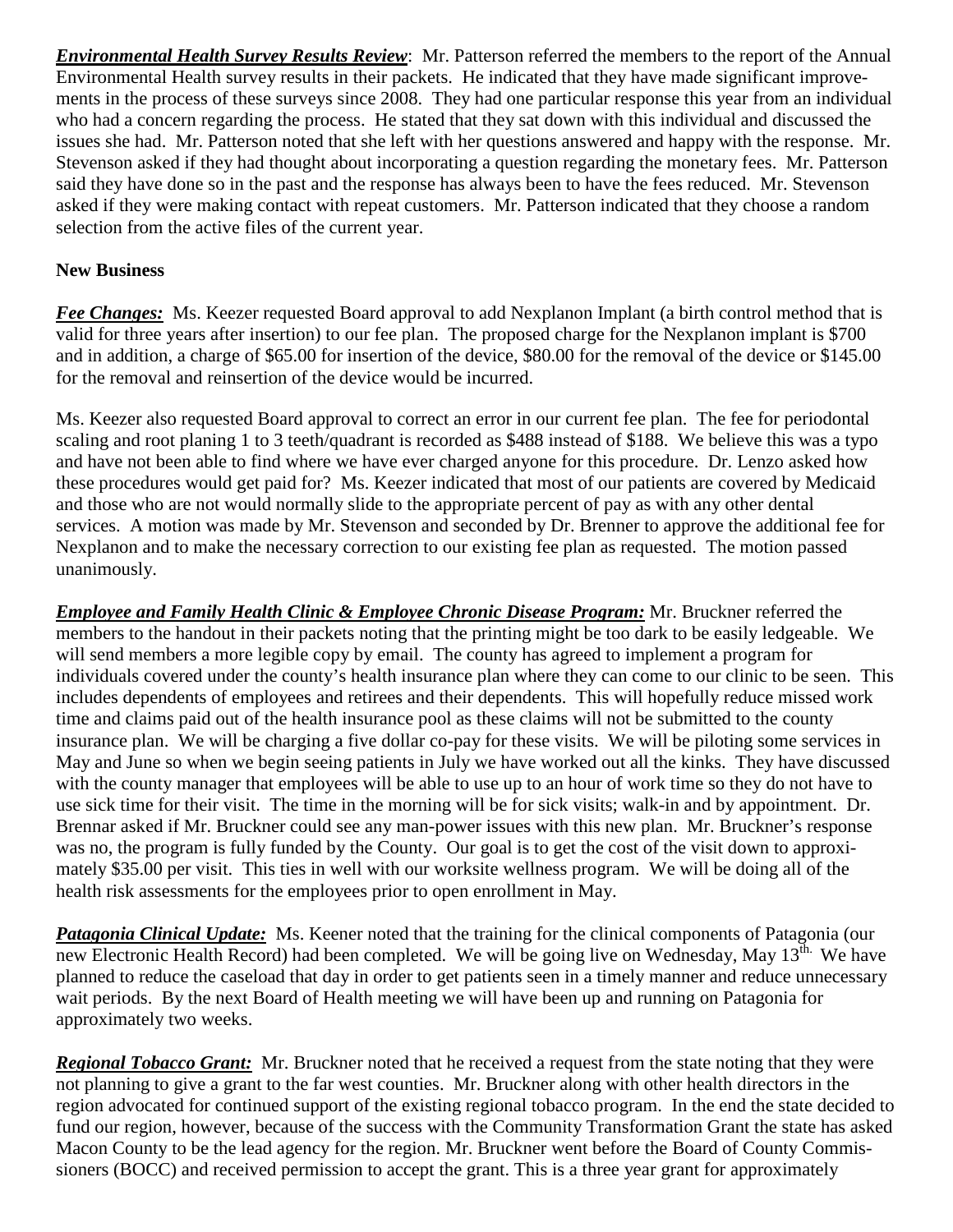***Environmental Health Survey Results Review***: Mr. Patterson referred the members to the report of the Annual Environmental Health survey results in their packets. He indicated that they have made significant improvements in the process of these surveys since 2008. They had one particular response this year from an individual who had a concern regarding the process. He stated that they sat down with this individual and discussed the issues she had. Mr. Patterson noted that she left with her questions answered and happy with the response. Mr. Stevenson asked if they had thought about incorporating a question regarding the monetary fees. Mr. Patterson said they have done so in the past and the response has always been to have the fees reduced. Mr. Stevenson asked if they were making contact with repeat customers. Mr. Patterson indicated that they choose a random selection from the active files of the current year.

**New Business**

***Fee Changes:*** Ms. Keezer requested Board approval to add Nexplanon Implant (a birth control method that is valid for three years after insertion) to our fee plan. The proposed charge for the Nexplanon implant is $700 and in addition, a charge of $65.00 for insertion of the device, $80.00 for the removal of the device or $145.00 for the removal and reinsertion of the device would be incurred.

Ms. Keezer also requested Board approval to correct an error in our current fee plan. The fee for periodontal scaling and root planing 1 to 3 teeth/quadrant is recorded as $488 instead of $188. We believe this was a typo and have not been able to find where we have ever charged anyone for this procedure. Dr. Lenzo asked how these procedures would get paid for? Ms. Keezer indicated that most of our patients are covered by Medicaid and those who are not would normally slide to the appropriate percent of pay as with any other dental services. A motion was made by Mr. Stevenson and seconded by Dr. Brenner to approve the additional fee for Nexplanon and to make the necessary correction to our existing fee plan as requested. The motion passed unanimously.

***Employee and Family Health Clinic & Employee Chronic Disease Program:*** Mr. Bruckner referred the members to the handout in their packets noting that the printing might be too dark to be easily ledgeable. We will send members a more legible copy by email. The county has agreed to implement a program for individuals covered under the county's health insurance plan where they can come to our clinic to be seen. This includes dependents of employees and retirees and their dependents. This will hopefully reduce missed work time and claims paid out of the health insurance pool as these claims will not be submitted to the county insurance plan. We will be charging a five dollar co-pay for these visits. We will be piloting some services in May and June so when we begin seeing patients in July we have worked out all the kinks. They have discussed with the county manager that employees will be able to use up to an hour of work time so they do not have to use sick time for their visit. The time in the morning will be for sick visits; walk-in and by appointment. Dr. Brennar asked if Mr. Bruckner could see any man-power issues with this new plan. Mr. Bruckner's response was no, the program is fully funded by the County. Our goal is to get the cost of the visit down to approximately $35.00 per visit. This ties in well with our worksite wellness program. We will be doing all of the health risk assessments for the employees prior to open enrollment in May.

***Patagonia Clinical Update:*** Ms. Keener noted that the training for the clinical components of Patagonia (our new Electronic Health Record) had been completed. We will be going live on Wednesday, May 13th. We have planned to reduce the caseload that day in order to get patients seen in a timely manner and reduce unnecessary wait periods. By the next Board of Health meeting we will have been up and running on Patagonia for approximately two weeks.

***Regional Tobacco Grant:*** Mr. Bruckner noted that he received a request from the state noting that they were not planning to give a grant to the far west counties. Mr. Bruckner along with other health directors in the region advocated for continued support of the existing regional tobacco program. In the end the state decided to fund our region, however, because of the success with the Community Transformation Grant the state has asked Macon County to be the lead agency for the region. Mr. Bruckner went before the Board of County Commissioners (BOCC) and received permission to accept the grant. This is a three year grant for approximately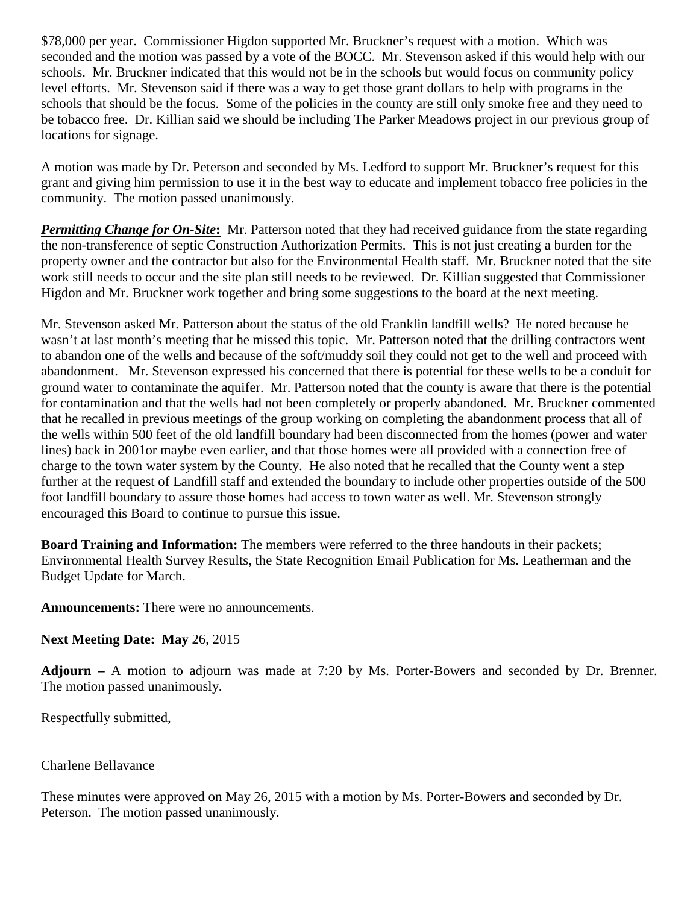$78,000 per year. Commissioner Higdon supported Mr. Bruckner's request with a motion. Which was seconded and the motion was passed by a vote of the BOCC. Mr. Stevenson asked if this would help with our schools. Mr. Bruckner indicated that this would not be in the schools but would focus on community policy level efforts. Mr. Stevenson said if there was a way to get those grant dollars to help with programs in the schools that should be the focus. Some of the policies in the county are still only smoke free and they need to be tobacco free. Dr. Killian said we should be including The Parker Meadows project in our previous group of locations for signage.

A motion was made by Dr. Peterson and seconded by Ms. Ledford to support Mr. Bruckner's request for this grant and giving him permission to use it in the best way to educate and implement tobacco free policies in the community. The motion passed unanimously.

***Permitting Change for On-Site*:** Mr. Patterson noted that they had received guidance from the state regarding the non-transference of septic Construction Authorization Permits. This is not just creating a burden for the property owner and the contractor but also for the Environmental Health staff. Mr. Bruckner noted that the site work still needs to occur and the site plan still needs to be reviewed. Dr. Killian suggested that Commissioner Higdon and Mr. Bruckner work together and bring some suggestions to the board at the next meeting.

Mr. Stevenson asked Mr. Patterson about the status of the old Franklin landfill wells? He noted because he wasn't at last month's meeting that he missed this topic. Mr. Patterson noted that the drilling contractors went to abandon one of the wells and because of the soft/muddy soil they could not get to the well and proceed with abandonment. Mr. Stevenson expressed his concerned that there is potential for these wells to be a conduit for ground water to contaminate the aquifer. Mr. Patterson noted that the county is aware that there is the potential for contamination and that the wells had not been completely or properly abandoned. Mr. Bruckner commented that he recalled in previous meetings of the group working on completing the abandonment process that all of the wells within 500 feet of the old landfill boundary had been disconnected from the homes (power and water lines) back in 2001or maybe even earlier, and that those homes were all provided with a connection free of charge to the town water system by the County. He also noted that he recalled that the County went a step further at the request of Landfill staff and extended the boundary to include other properties outside of the 500 foot landfill boundary to assure those homes had access to town water as well. Mr. Stevenson strongly encouraged this Board to continue to pursue this issue.

**Board Training and Information:** The members were referred to the three handouts in their packets; Environmental Health Survey Results, the State Recognition Email Publication for Ms. Leatherman and the Budget Update for March.

**Announcements:** There were no announcements.

**Next Meeting Date: May** 26, 2015

**Adjourn –** A motion to adjourn was made at 7:20 by Ms. Porter-Bowers and seconded by Dr. Brenner. The motion passed unanimously.

Respectfully submitted,

Charlene Bellavance

These minutes were approved on May 26, 2015 with a motion by Ms. Porter-Bowers and seconded by Dr. Peterson. The motion passed unanimously.